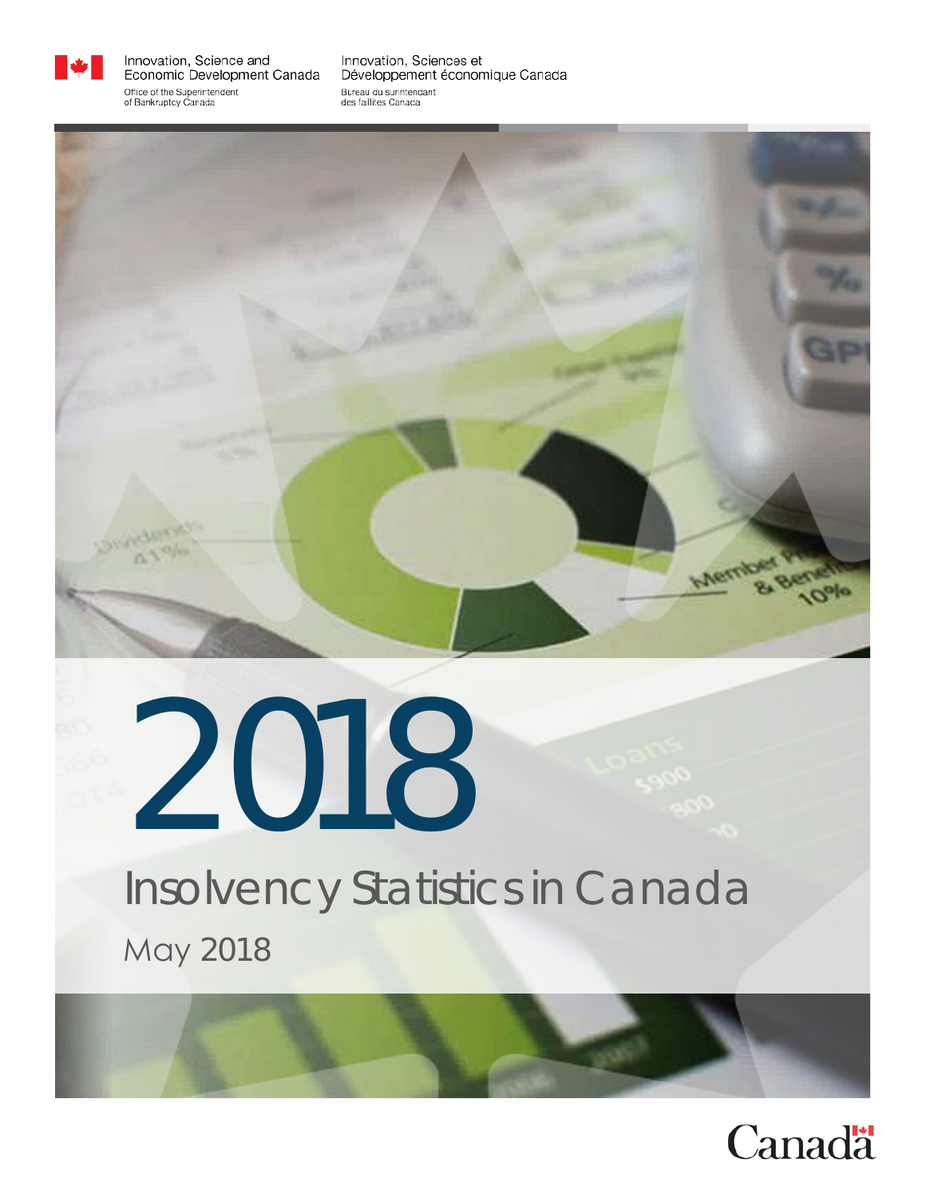Innovation, Science and Economic Development Canada
Office of the Superintendent of Bankruptcy Canada

Innovation, Sciences et Développement économique Canada
Bureau du surintendant des faillites Canada

# 2018

## Insolvency Statistics in Canada

May 2018

Canada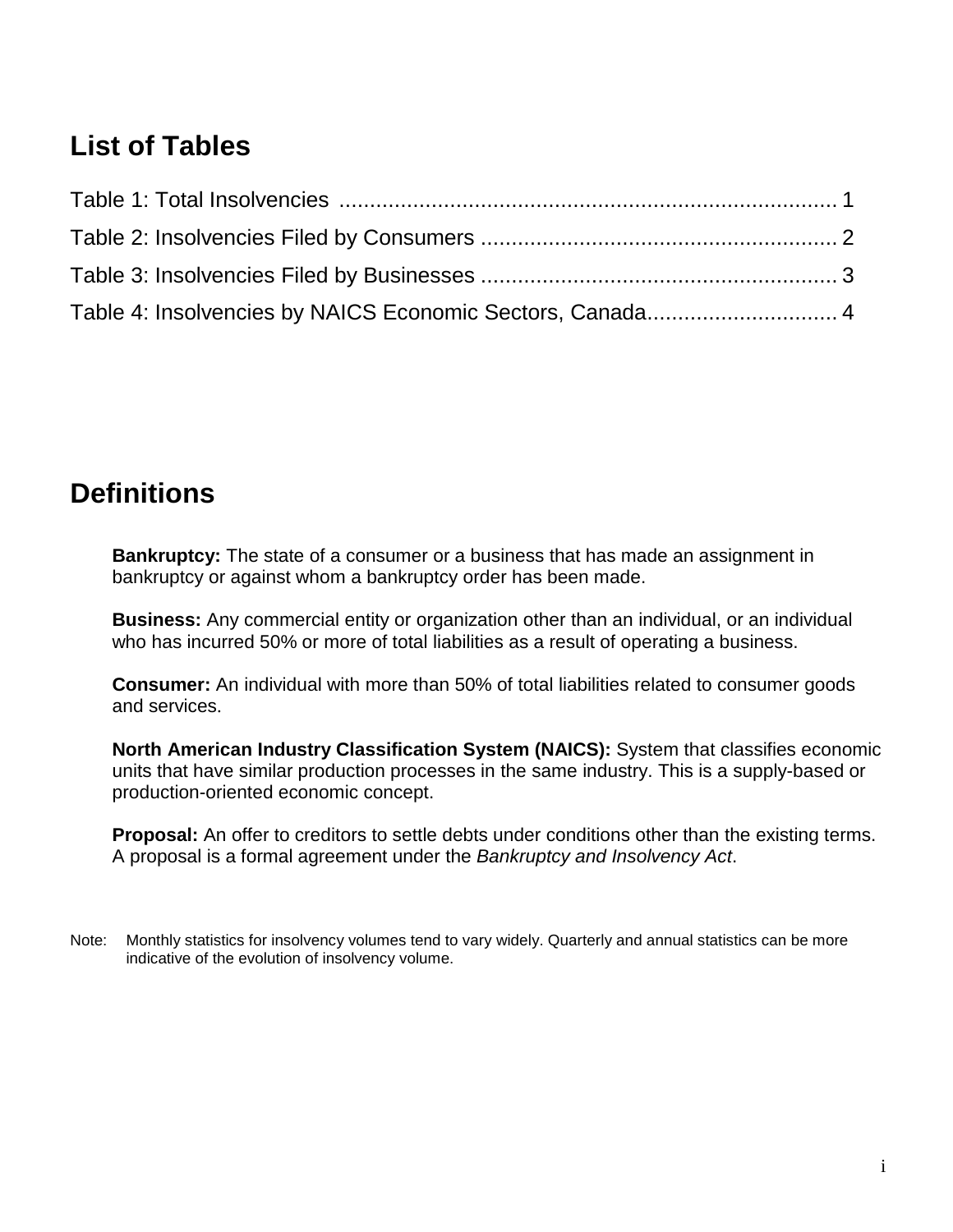## List of Tables

Table 1: Total Insolvencies ................................................................................ 1

Table 2: Insolvencies Filed by Consumers .......................................................... 2

Table 3: Insolvencies Filed by Businesses .......................................................... 3

Table 4: Insolvencies by NAICS Economic Sectors, Canada............................... 4

## Definitions

**Bankruptcy:** The state of a consumer or a business that has made an assignment in bankruptcy or against whom a bankruptcy order has been made.

**Business:** Any commercial entity or organization other than an individual, or an individual who has incurred 50% or more of total liabilities as a result of operating a business.

**Consumer:** An individual with more than 50% of total liabilities related to consumer goods and services.

**North American Industry Classification System (NAICS):** System that classifies economic units that have similar production processes in the same industry. This is a supply-based or production-oriented economic concept.

**Proposal:** An offer to creditors to settle debts under conditions other than the existing terms. A proposal is a formal agreement under the *Bankruptcy and Insolvency Act*.

Note: Monthly statistics for insolvency volumes tend to vary widely. Quarterly and annual statistics can be more indicative of the evolution of insolvency volume.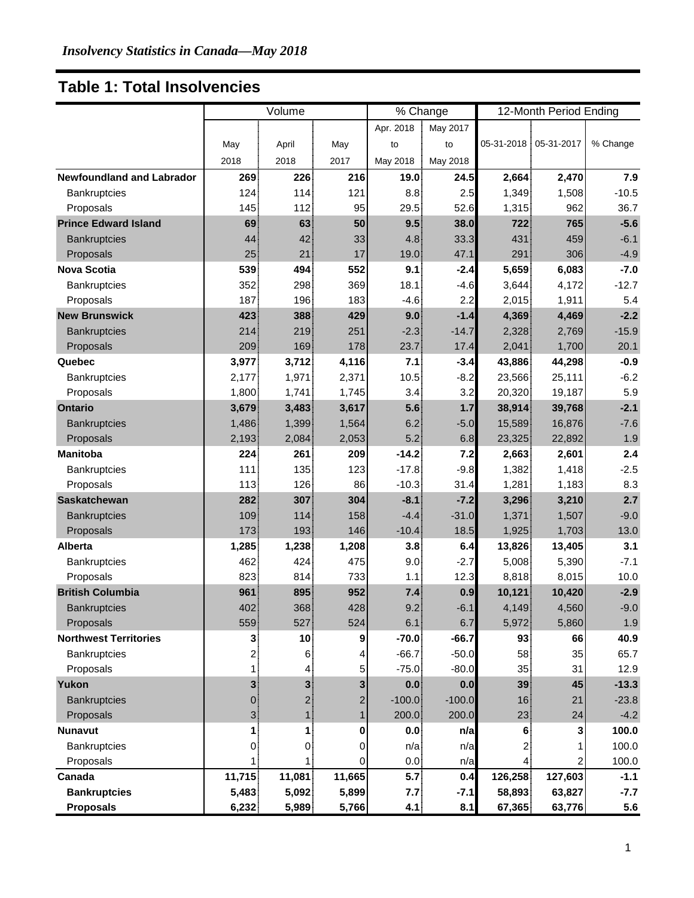*Insolvency Statistics in Canada—May 2018*

## Table 1: Total Insolvencies

| | Volume | | | % Change | | 12-Month Period Ending | | |
|---|---|---|---|---|---|---|---|---|
| | May 2018 | April 2018 | May 2017 | Apr. 2018 to May 2018 | May 2017 to May 2018 | 05-31-2018 | 05-31-2017 | % Change |
| **Newfoundland and Labrador** | **269** | **226** | **216** | **19.0** | **24.5** | **2,664** | **2,470** | **7.9** |
| Bankruptcies | 124 | 114 | 121 | 8.8 | 2.5 | 1,349 | 1,508 | -10.5 |
| Proposals | 145 | 112 | 95 | 29.5 | 52.6 | 1,315 | 962 | 36.7 |
| **Prince Edward Island** | **69** | **63** | **50** | **9.5** | **38.0** | **722** | **765** | **-5.6** |
| Bankruptcies | 44 | 42 | 33 | 4.8 | 33.3 | 431 | 459 | -6.1 |
| Proposals | 25 | 21 | 17 | 19.0 | 47.1 | 291 | 306 | -4.9 |
| **Nova Scotia** | **539** | **494** | **552** | **9.1** | **-2.4** | **5,659** | **6,083** | **-7.0** |
| Bankruptcies | 352 | 298 | 369 | 18.1 | -4.6 | 3,644 | 4,172 | -12.7 |
| Proposals | 187 | 196 | 183 | -4.6 | 2.2 | 2,015 | 1,911 | 5.4 |
| **New Brunswick** | **423** | **388** | **429** | **9.0** | **-1.4** | **4,369** | **4,469** | **-2.2** |
| Bankruptcies | 214 | 219 | 251 | -2.3 | -14.7 | 2,328 | 2,769 | -15.9 |
| Proposals | 209 | 169 | 178 | 23.7 | 17.4 | 2,041 | 1,700 | 20.1 |
| **Quebec** | **3,977** | **3,712** | **4,116** | **7.1** | **-3.4** | **43,886** | **44,298** | **-0.9** |
| Bankruptcies | 2,177 | 1,971 | 2,371 | 10.5 | -8.2 | 23,566 | 25,111 | -6.2 |
| Proposals | 1,800 | 1,741 | 1,745 | 3.4 | 3.2 | 20,320 | 19,187 | 5.9 |
| **Ontario** | **3,679** | **3,483** | **3,617** | **5.6** | **1.7** | **38,914** | **39,768** | **-2.1** |
| Bankruptcies | 1,486 | 1,399 | 1,564 | 6.2 | -5.0 | 15,589 | 16,876 | -7.6 |
| Proposals | 2,193 | 2,084 | 2,053 | 5.2 | 6.8 | 23,325 | 22,892 | 1.9 |
| **Manitoba** | **224** | **261** | **209** | **-14.2** | **7.2** | **2,663** | **2,601** | **2.4** |
| Bankruptcies | 111 | 135 | 123 | -17.8 | -9.8 | 1,382 | 1,418 | -2.5 |
| Proposals | 113 | 126 | 86 | -10.3 | 31.4 | 1,281 | 1,183 | 8.3 |
| **Saskatchewan** | **282** | **307** | **304** | **-8.1** | **-7.2** | **3,296** | **3,210** | **2.7** |
| Bankruptcies | 109 | 114 | 158 | -4.4 | -31.0 | 1,371 | 1,507 | -9.0 |
| Proposals | 173 | 193 | 146 | -10.4 | 18.5 | 1,925 | 1,703 | 13.0 |
| **Alberta** | **1,285** | **1,238** | **1,208** | **3.8** | **6.4** | **13,826** | **13,405** | **3.1** |
| Bankruptcies | 462 | 424 | 475 | 9.0 | -2.7 | 5,008 | 5,390 | -7.1 |
| Proposals | 823 | 814 | 733 | 1.1 | 12.3 | 8,818 | 8,015 | 10.0 |
| **British Columbia** | **961** | **895** | **952** | **7.4** | **0.9** | **10,121** | **10,420** | **-2.9** |
| Bankruptcies | 402 | 368 | 428 | 9.2 | -6.1 | 4,149 | 4,560 | -9.0 |
| Proposals | 559 | 527 | 524 | 6.1 | 6.7 | 5,972 | 5,860 | 1.9 |
| **Northwest Territories** | **3** | **10** | **9** | **-70.0** | **-66.7** | **93** | **66** | **40.9** |
| Bankruptcies | 2 | 6 | 4 | -66.7 | -50.0 | 58 | 35 | 65.7 |
| Proposals | 1 | 4 | 5 | -75.0 | -80.0 | 35 | 31 | 12.9 |
| **Yukon** | **3** | **3** | **3** | **0.0** | **0.0** | **39** | **45** | **-13.3** |
| Bankruptcies | 0 | 2 | 2 | -100.0 | -100.0 | 16 | 21 | -23.8 |
| Proposals | 3 | 1 | 1 | 200.0 | 200.0 | 23 | 24 | -4.2 |
| **Nunavut** | **1** | **1** | **0** | **0.0** | **n/a** | **6** | **3** | **100.0** |
| Bankruptcies | 0 | 0 | 0 | n/a | n/a | 2 | 1 | 100.0 |
| Proposals | 1 | 1 | 0 | 0.0 | n/a | 4 | 2 | 100.0 |
| **Canada** | **11,715** | **11,081** | **11,665** | **5.7** | **0.4** | **126,258** | **127,603** | **-1.1** |
| **Bankruptcies** | **5,483** | **5,092** | **5,899** | **7.7** | **-7.1** | **58,893** | **63,827** | **-7.7** |
| **Proposals** | **6,232** | **5,989** | **5,766** | **4.1** | **8.1** | **67,365** | **63,776** | **5.6** |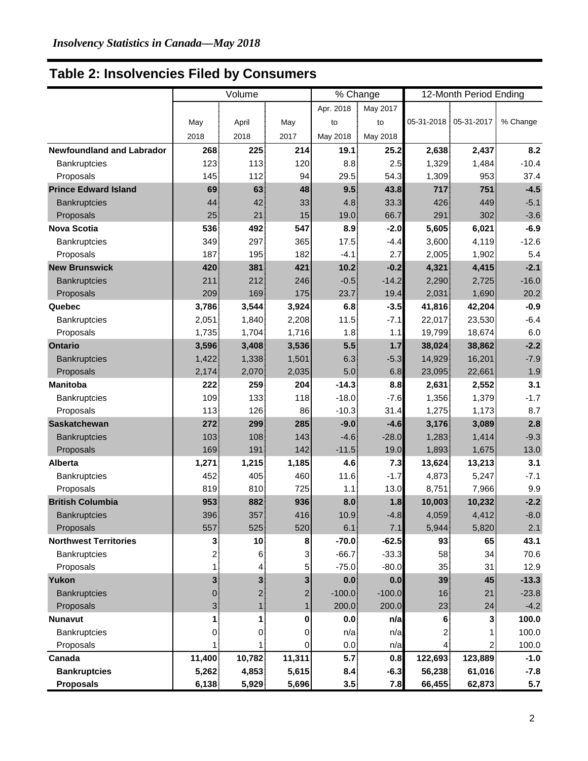*Insolvency Statistics in Canada—May 2018*

## Table 2: Insolvencies Filed by Consumers

| | Volume | | | % Change | | 12-Month Period Ending | | |
|---|---|---|---|---|---|---|---|---|
| | May 2018 | April 2018 | May 2017 | Apr. 2018 to May 2018 | May 2017 to May 2018 | 05-31-2018 | 05-31-2017 | % Change |
| **Newfoundland and Labrador** | **268** | **225** | **214** | **19.1** | **25.2** | **2,638** | **2,437** | **8.2** |
| Bankruptcies | 123 | 113 | 120 | 8.8 | 2.5 | 1,329 | 1,484 | -10.4 |
| Proposals | 145 | 112 | 94 | 29.5 | 54.3 | 1,309 | 953 | 37.4 |
| **Prince Edward Island** | **69** | **63** | **48** | **9.5** | **43.8** | **717** | **751** | **-4.5** |
| Bankruptcies | 44 | 42 | 33 | 4.8 | 33.3 | 426 | 449 | -5.1 |
| Proposals | 25 | 21 | 15 | 19.0 | 66.7 | 291 | 302 | -3.6 |
| **Nova Scotia** | **536** | **492** | **547** | **8.9** | **-2.0** | **5,605** | **6,021** | **-6.9** |
| Bankruptcies | 349 | 297 | 365 | 17.5 | -4.4 | 3,600 | 4,119 | -12.6 |
| Proposals | 187 | 195 | 182 | -4.1 | 2.7 | 2,005 | 1,902 | 5.4 |
| **New Brunswick** | **420** | **381** | **421** | **10.2** | **-0.2** | **4,321** | **4,415** | **-2.1** |
| Bankruptcies | 211 | 212 | 246 | -0.5 | -14.2 | 2,290 | 2,725 | -16.0 |
| Proposals | 209 | 169 | 175 | 23.7 | 19.4 | 2,031 | 1,690 | 20.2 |
| **Quebec** | **3,786** | **3,544** | **3,924** | **6.8** | **-3.5** | **41,816** | **42,204** | **-0.9** |
| Bankruptcies | 2,051 | 1,840 | 2,208 | 11.5 | -7.1 | 22,017 | 23,530 | -6.4 |
| Proposals | 1,735 | 1,704 | 1,716 | 1.8 | 1.1 | 19,799 | 18,674 | 6.0 |
| **Ontario** | **3,596** | **3,408** | **3,536** | **5.5** | **1.7** | **38,024** | **38,862** | **-2.2** |
| Bankruptcies | 1,422 | 1,338 | 1,501 | 6.3 | -5.3 | 14,929 | 16,201 | -7.9 |
| Proposals | 2,174 | 2,070 | 2,035 | 5.0 | 6.8 | 23,095 | 22,661 | 1.9 |
| **Manitoba** | **222** | **259** | **204** | **-14.3** | **8.8** | **2,631** | **2,552** | **3.1** |
| Bankruptcies | 109 | 133 | 118 | -18.0 | -7.6 | 1,356 | 1,379 | -1.7 |
| Proposals | 113 | 126 | 86 | -10.3 | 31.4 | 1,275 | 1,173 | 8.7 |
| **Saskatchewan** | **272** | **299** | **285** | **-9.0** | **-4.6** | **3,176** | **3,089** | **2.8** |
| Bankruptcies | 103 | 108 | 143 | -4.6 | -28.0 | 1,283 | 1,414 | -9.3 |
| Proposals | 169 | 191 | 142 | -11.5 | 19.0 | 1,893 | 1,675 | 13.0 |
| **Alberta** | **1,271** | **1,215** | **1,185** | **4.6** | **7.3** | **13,624** | **13,213** | **3.1** |
| Bankruptcies | 452 | 405 | 460 | 11.6 | -1.7 | 4,873 | 5,247 | -7.1 |
| Proposals | 819 | 810 | 725 | 1.1 | 13.0 | 8,751 | 7,966 | 9.9 |
| **British Columbia** | **953** | **882** | **936** | **8.0** | **1.8** | **10,003** | **10,232** | **-2.2** |
| Bankruptcies | 396 | 357 | 416 | 10.9 | -4.8 | 4,059 | 4,412 | -8.0 |
| Proposals | 557 | 525 | 520 | 6.1 | 7.1 | 5,944 | 5,820 | 2.1 |
| **Northwest Territories** | **3** | **10** | **8** | **-70.0** | **-62.5** | **93** | **65** | **43.1** |
| Bankruptcies | 2 | 6 | 3 | -66.7 | -33.3 | 58 | 34 | 70.6 |
| Proposals | 1 | 4 | 5 | -75.0 | -80.0 | 35 | 31 | 12.9 |
| **Yukon** | **3** | **3** | **3** | **0.0** | **0.0** | **39** | **45** | **-13.3** |
| Bankruptcies | 0 | 2 | 2 | -100.0 | -100.0 | 16 | 21 | -23.8 |
| Proposals | 3 | 1 | 1 | 200.0 | 200.0 | 23 | 24 | -4.2 |
| **Nunavut** | **1** | **1** | **0** | **0.0** | **n/a** | **6** | **3** | **100.0** |
| Bankruptcies | 0 | 0 | 0 | n/a | n/a | 2 | 1 | 100.0 |
| Proposals | 1 | 1 | 0 | 0.0 | n/a | 4 | 2 | 100.0 |
| **Canada** | **11,400** | **10,782** | **11,311** | **5.7** | **0.8** | **122,693** | **123,889** | **-1.0** |
| **Bankruptcies** | **5,262** | **4,853** | **5,615** | **8.4** | **-6.3** | **56,238** | **61,016** | **-7.8** |
| **Proposals** | **6,138** | **5,929** | **5,696** | **3.5** | **7.8** | **66,455** | **62,873** | **5.7** |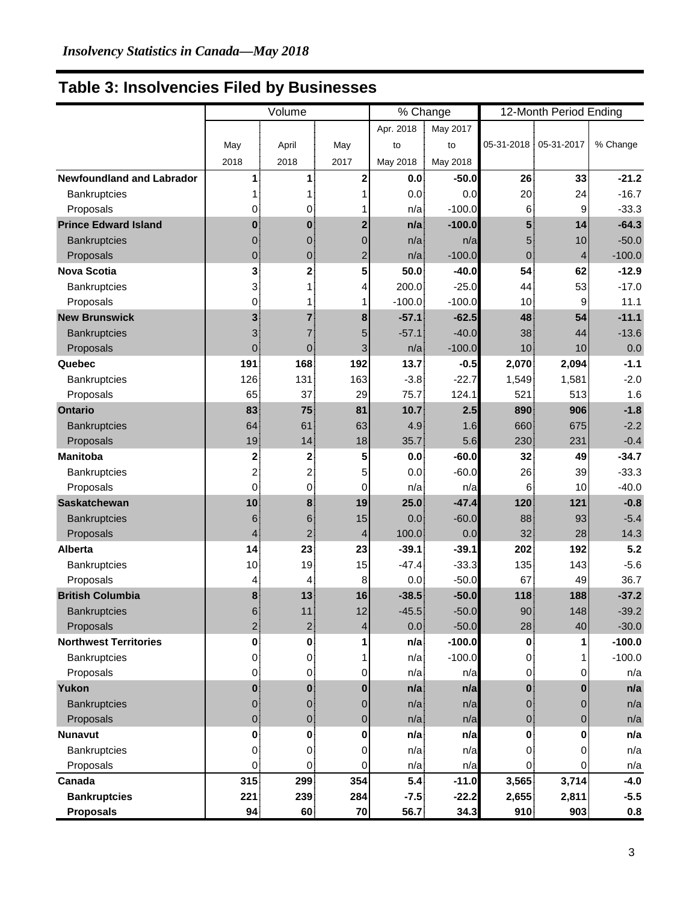*Insolvency Statistics in Canada—May 2018*

## Table 3: Insolvencies Filed by Businesses

| | Volume | | | % Change | | 12-Month Period Ending | | |
|---|---|---|---|---|---|---|---|---|
| | May 2018 | April 2018 | May 2017 | Apr. 2018 to May 2018 | May 2017 to May 2018 | 05-31-2018 | 05-31-2017 | % Change |
| **Newfoundland and Labrador** | **1** | **1** | **2** | **0.0** | **-50.0** | **26** | **33** | **-21.2** |
| Bankruptcies | 1 | 1 | 1 | 0.0 | 0.0 | 20 | 24 | -16.7 |
| Proposals | 0 | 0 | 1 | n/a | -100.0 | 6 | 9 | -33.3 |
| **Prince Edward Island** | **0** | **0** | **2** | **n/a** | **-100.0** | **5** | **14** | **-64.3** |
| Bankruptcies | 0 | 0 | 0 | n/a | n/a | 5 | 10 | -50.0 |
| Proposals | 0 | 0 | 2 | n/a | -100.0 | 0 | 4 | -100.0 |
| **Nova Scotia** | **3** | **2** | **5** | **50.0** | **-40.0** | **54** | **62** | **-12.9** |
| Bankruptcies | 3 | 1 | 4 | 200.0 | -25.0 | 44 | 53 | -17.0 |
| Proposals | 0 | 1 | 1 | -100.0 | -100.0 | 10 | 9 | 11.1 |
| **New Brunswick** | **3** | **7** | **8** | **-57.1** | **-62.5** | **48** | **54** | **-11.1** |
| Bankruptcies | 3 | 7 | 5 | -57.1 | -40.0 | 38 | 44 | -13.6 |
| Proposals | 0 | 0 | 3 | n/a | -100.0 | 10 | 10 | 0.0 |
| **Quebec** | **191** | **168** | **192** | **13.7** | **-0.5** | **2,070** | **2,094** | **-1.1** |
| Bankruptcies | 126 | 131 | 163 | -3.8 | -22.7 | 1,549 | 1,581 | -2.0 |
| Proposals | 65 | 37 | 29 | 75.7 | 124.1 | 521 | 513 | 1.6 |
| **Ontario** | **83** | **75** | **81** | **10.7** | **2.5** | **890** | **906** | **-1.8** |
| Bankruptcies | 64 | 61 | 63 | 4.9 | 1.6 | 660 | 675 | -2.2 |
| Proposals | 19 | 14 | 18 | 35.7 | 5.6 | 230 | 231 | -0.4 |
| **Manitoba** | **2** | **2** | **5** | **0.0** | **-60.0** | **32** | **49** | **-34.7** |
| Bankruptcies | 2 | 2 | 5 | 0.0 | -60.0 | 26 | 39 | -33.3 |
| Proposals | 0 | 0 | 0 | n/a | n/a | 6 | 10 | -40.0 |
| **Saskatchewan** | **10** | **8** | **19** | **25.0** | **-47.4** | **120** | **121** | **-0.8** |
| Bankruptcies | 6 | 6 | 15 | 0.0 | -60.0 | 88 | 93 | -5.4 |
| Proposals | 4 | 2 | 4 | 100.0 | 0.0 | 32 | 28 | 14.3 |
| **Alberta** | **14** | **23** | **23** | **-39.1** | **-39.1** | **202** | **192** | **5.2** |
| Bankruptcies | 10 | 19 | 15 | -47.4 | -33.3 | 135 | 143 | -5.6 |
| Proposals | 4 | 4 | 8 | 0.0 | -50.0 | 67 | 49 | 36.7 |
| **British Columbia** | **8** | **13** | **16** | **-38.5** | **-50.0** | **118** | **188** | **-37.2** |
| Bankruptcies | 6 | 11 | 12 | -45.5 | -50.0 | 90 | 148 | -39.2 |
| Proposals | 2 | 2 | 4 | 0.0 | -50.0 | 28 | 40 | -30.0 |
| **Northwest Territories** | **0** | **0** | **1** | **n/a** | **-100.0** | **0** | **1** | **-100.0** |
| Bankruptcies | 0 | 0 | 1 | n/a | -100.0 | 0 | 1 | -100.0 |
| Proposals | 0 | 0 | 0 | n/a | n/a | 0 | 0 | n/a |
| **Yukon** | **0** | **0** | **0** | **n/a** | **n/a** | **0** | **0** | **n/a** |
| Bankruptcies | 0 | 0 | 0 | n/a | n/a | 0 | 0 | n/a |
| Proposals | 0 | 0 | 0 | n/a | n/a | 0 | 0 | n/a |
| **Nunavut** | **0** | **0** | **0** | **n/a** | **n/a** | **0** | **0** | **n/a** |
| Bankruptcies | 0 | 0 | 0 | n/a | n/a | 0 | 0 | n/a |
| Proposals | 0 | 0 | 0 | n/a | n/a | 0 | 0 | n/a |
| **Canada** | **315** | **299** | **354** | **5.4** | **-11.0** | **3,565** | **3,714** | **-4.0** |
| **Bankruptcies** | **221** | **239** | **284** | **-7.5** | **-22.2** | **2,655** | **2,811** | **-5.5** |
| **Proposals** | **94** | **60** | **70** | **56.7** | **34.3** | **910** | **903** | **0.8** |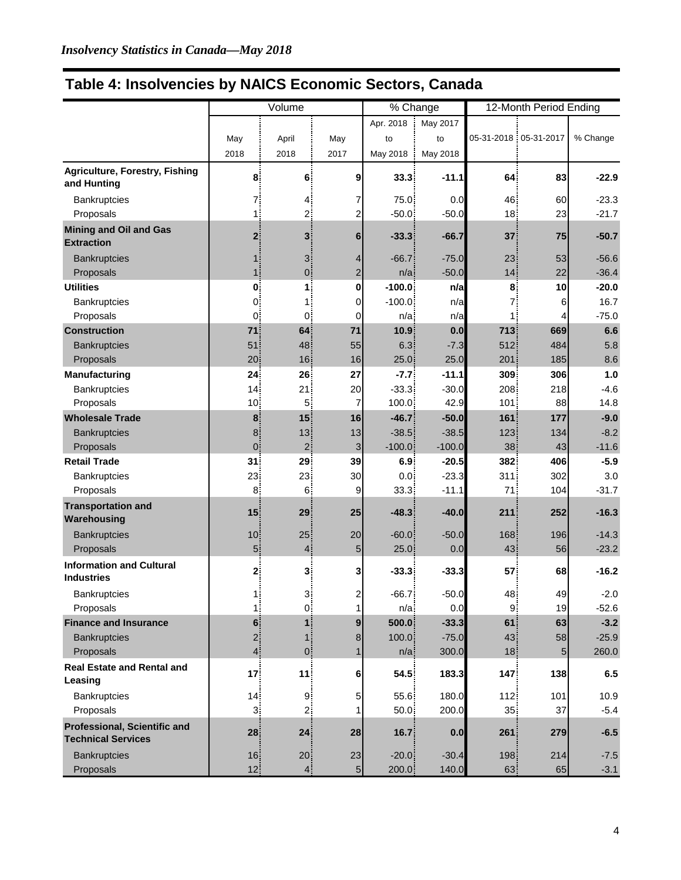*Insolvency Statistics in Canada—May 2018*

## Table 4: Insolvencies by NAICS Economic Sectors, Canada

| | Volume | | | % Change | | 12-Month Period Ending | | |
|---|---|---|---|---|---|---|---|---|
| | May 2018 | April 2018 | May 2017 | Apr. 2018 to May 2018 | May 2017 to May 2018 | 05-31-2018 | 05-31-2017 | % Change |
| **Agriculture, Forestry, Fishing and Hunting** | **8** | **6** | **9** | **33.3** | **-11.1** | **64** | **83** | **-22.9** |
| Bankruptcies | 7 | 4 | 7 | 75.0 | 0.0 | 46 | 60 | -23.3 |
| Proposals | 1 | 2 | 2 | -50.0 | -50.0 | 18 | 23 | -21.7 |
| **Mining and Oil and Gas Extraction** | **2** | **3** | **6** | **-33.3** | **-66.7** | **37** | **75** | **-50.7** |
| Bankruptcies | 1 | 3 | 4 | -66.7 | -75.0 | 23 | 53 | -56.6 |
| Proposals | 1 | 0 | 2 | n/a | -50.0 | 14 | 22 | -36.4 |
| **Utilities** | **0** | **1** | **0** | **-100.0** | **n/a** | **8** | **10** | **-20.0** |
| Bankruptcies | 0 | 1 | 0 | -100.0 | n/a | 7 | 6 | 16.7 |
| Proposals | 0 | 0 | 0 | n/a | n/a | 1 | 4 | -75.0 |
| **Construction** | **71** | **64** | **71** | **10.9** | **0.0** | **713** | **669** | **6.6** |
| Bankruptcies | 51 | 48 | 55 | 6.3 | -7.3 | 512 | 484 | 5.8 |
| Proposals | 20 | 16 | 16 | 25.0 | 25.0 | 201 | 185 | 8.6 |
| **Manufacturing** | **24** | **26** | **27** | **-7.7** | **-11.1** | **309** | **306** | **1.0** |
| Bankruptcies | 14 | 21 | 20 | -33.3 | -30.0 | 208 | 218 | -4.6 |
| Proposals | 10 | 5 | 7 | 100.0 | 42.9 | 101 | 88 | 14.8 |
| **Wholesale Trade** | **8** | **15** | **16** | **-46.7** | **-50.0** | **161** | **177** | **-9.0** |
| Bankruptcies | 8 | 13 | 13 | -38.5 | -38.5 | 123 | 134 | -8.2 |
| Proposals | 0 | 2 | 3 | -100.0 | -100.0 | 38 | 43 | -11.6 |
| **Retail Trade** | **31** | **29** | **39** | **6.9** | **-20.5** | **382** | **406** | **-5.9** |
| Bankruptcies | 23 | 23 | 30 | 0.0 | -23.3 | 311 | 302 | 3.0 |
| Proposals | 8 | 6 | 9 | 33.3 | -11.1 | 71 | 104 | -31.7 |
| **Transportation and Warehousing** | **15** | **29** | **25** | **-48.3** | **-40.0** | **211** | **252** | **-16.3** |
| Bankruptcies | 10 | 25 | 20 | -60.0 | -50.0 | 168 | 196 | -14.3 |
| Proposals | 5 | 4 | 5 | 25.0 | 0.0 | 43 | 56 | -23.2 |
| **Information and Cultural Industries** | **2** | **3** | **3** | **-33.3** | **-33.3** | **57** | **68** | **-16.2** |
| Bankruptcies | 1 | 3 | 2 | -66.7 | -50.0 | 48 | 49 | -2.0 |
| Proposals | 1 | 0 | 1 | n/a | 0.0 | 9 | 19 | -52.6 |
| **Finance and Insurance** | **6** | **1** | **9** | **500.0** | **-33.3** | **61** | **63** | **-3.2** |
| Bankruptcies | 2 | 1 | 8 | 100.0 | -75.0 | 43 | 58 | -25.9 |
| Proposals | 4 | 0 | 1 | n/a | 300.0 | 18 | 5 | 260.0 |
| **Real Estate and Rental and Leasing** | **17** | **11** | **6** | **54.5** | **183.3** | **147** | **138** | **6.5** |
| Bankruptcies | 14 | 9 | 5 | 55.6 | 180.0 | 112 | 101 | 10.9 |
| Proposals | 3 | 2 | 1 | 50.0 | 200.0 | 35 | 37 | -5.4 |
| **Professional, Scientific and Technical Services** | **28** | **24** | **28** | **16.7** | **0.0** | **261** | **279** | **-6.5** |
| Bankruptcies | 16 | 20 | 23 | -20.0 | -30.4 | 198 | 214 | -7.5 |
| Proposals | 12 | 4 | 5 | 200.0 | 140.0 | 63 | 65 | -3.1 |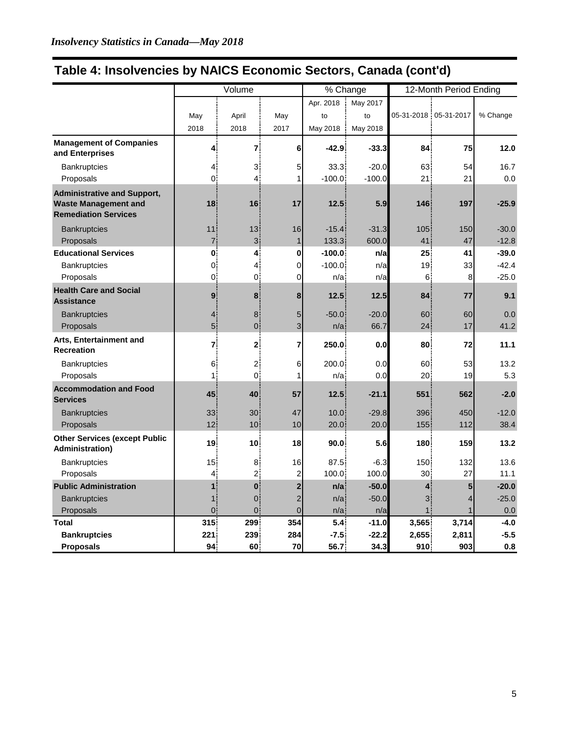*Insolvency Statistics in Canada—May 2018*

## Table 4: Insolvencies by NAICS Economic Sectors, Canada (cont'd)

| | Volume | | | % Change | | 12-Month Period Ending | | |
|---|---|---|---|---|---|---|---|---|
| | May 2018 | April 2018 | May 2017 | Apr. 2018 to May 2018 | May 2017 to May 2018 | 05-31-2018 | 05-31-2017 | % Change |
| **Management of Companies and Enterprises** | **4** | **7** | **6** | **-42.9** | **-33.3** | **84** | **75** | **12.0** |
| Bankruptcies | 4 | 3 | 5 | 33.3 | -20.0 | 63 | 54 | 16.7 |
| Proposals | 0 | 4 | 1 | -100.0 | -100.0 | 21 | 21 | 0.0 |
| **Administrative and Support, Waste Management and Remediation Services** | **18** | **16** | **17** | **12.5** | **5.9** | **146** | **197** | **-25.9** |
| Bankruptcies | 11 | 13 | 16 | -15.4 | -31.3 | 105 | 150 | -30.0 |
| Proposals | 7 | 3 | 1 | 133.3 | 600.0 | 41 | 47 | -12.8 |
| **Educational Services** | **0** | **4** | **0** | **-100.0** | **n/a** | **25** | **41** | **-39.0** |
| Bankruptcies | 0 | 4 | 0 | -100.0 | n/a | 19 | 33 | -42.4 |
| Proposals | 0 | 0 | 0 | n/a | n/a | 6 | 8 | -25.0 |
| **Health Care and Social Assistance** | **9** | **8** | **8** | **12.5** | **12.5** | **84** | **77** | **9.1** |
| Bankruptcies | 4 | 8 | 5 | -50.0 | -20.0 | 60 | 60 | 0.0 |
| Proposals | 5 | 0 | 3 | n/a | 66.7 | 24 | 17 | 41.2 |
| **Arts, Entertainment and Recreation** | **7** | **2** | **7** | **250.0** | **0.0** | **80** | **72** | **11.1** |
| Bankruptcies | 6 | 2 | 6 | 200.0 | 0.0 | 60 | 53 | 13.2 |
| Proposals | 1 | 0 | 1 | n/a | 0.0 | 20 | 19 | 5.3 |
| **Accommodation and Food Services** | **45** | **40** | **57** | **12.5** | **-21.1** | **551** | **562** | **-2.0** |
| Bankruptcies | 33 | 30 | 47 | 10.0 | -29.8 | 396 | 450 | -12.0 |
| Proposals | 12 | 10 | 10 | 20.0 | 20.0 | 155 | 112 | 38.4 |
| **Other Services (except Public Administration)** | **19** | **10** | **18** | **90.0** | **5.6** | **180** | **159** | **13.2** |
| Bankruptcies | 15 | 8 | 16 | 87.5 | -6.3 | 150 | 132 | 13.6 |
| Proposals | 4 | 2 | 2 | 100.0 | 100.0 | 30 | 27 | 11.1 |
| **Public Administration** | **1** | **0** | **2** | **n/a** | **-50.0** | **4** | **5** | **-20.0** |
| Bankruptcies | 1 | 0 | 2 | n/a | -50.0 | 3 | 4 | -25.0 |
| Proposals | 0 | 0 | 0 | n/a | n/a | 1 | 1 | 0.0 |
| **Total** | **315** | **299** | **354** | **5.4** | **-11.0** | **3,565** | **3,714** | **-4.0** |
| **Bankruptcies** | **221** | **239** | **284** | **-7.5** | **-22.2** | **2,655** | **2,811** | **-5.5** |
| **Proposals** | **94** | **60** | **70** | **56.7** | **34.3** | **910** | **903** | **0.8** |